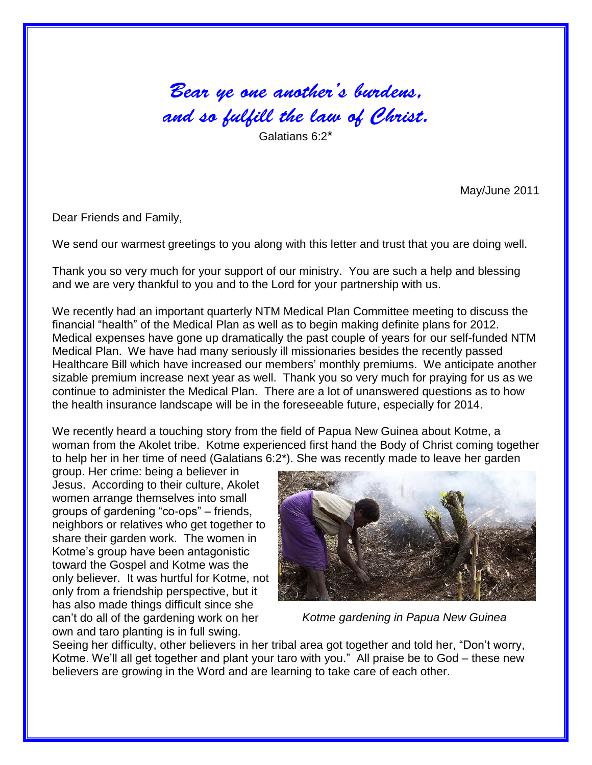*Bear ye one another's burdens, and so fulfill the law of Christ.*

Galatians 6:2*

May/June 2011

Dear Friends and Family,

We send our warmest greetings to you along with this letter and trust that you are doing well.

Thank you so very much for your support of our ministry. You are such a help and blessing and we are very thankful to you and to the Lord for your partnership with us.

We recently had an important quarterly NTM Medical Plan Committee meeting to discuss the financial "health" of the Medical Plan as well as to begin making definite plans for 2012. Medical expenses have gone up dramatically the past couple of years for our self-funded NTM Medical Plan. We have had many seriously ill missionaries besides the recently passed Healthcare Bill which have increased our members' monthly premiums. We anticipate another sizable premium increase next year as well. Thank you so very much for praying for us as we continue to administer the Medical Plan. There are a lot of unanswered questions as to how the health insurance landscape will be in the foreseeable future, especially for 2014.

We recently heard a touching story from the field of Papua New Guinea about Kotme, a woman from the Akolet tribe. Kotme experienced first hand the Body of Christ coming together to help her in her time of need (Galatians 6:2*). She was recently made to leave her garden group. Her crime: being a believer in Jesus. According to their culture, Akolet women arrange themselves into small groups of gardening "co-ops" – friends, neighbors or relatives who get together to share their garden work. The women in Kotme's group have been antagonistic toward the Gospel and Kotme was the only believer. It was hurtful for Kotme, not only from a friendship perspective, but it has also made things difficult since she can't do all of the gardening work on her own and taro planting is in full swing. Seeing her difficulty, other believers in her tribal area got together and told her, "Don't worry, Kotme. We'll all get together and plant your taro with you." All praise be to God – these new believers are growing in the Word and are learning to take care of each other.

*Kotme gardening in Papua New Guinea*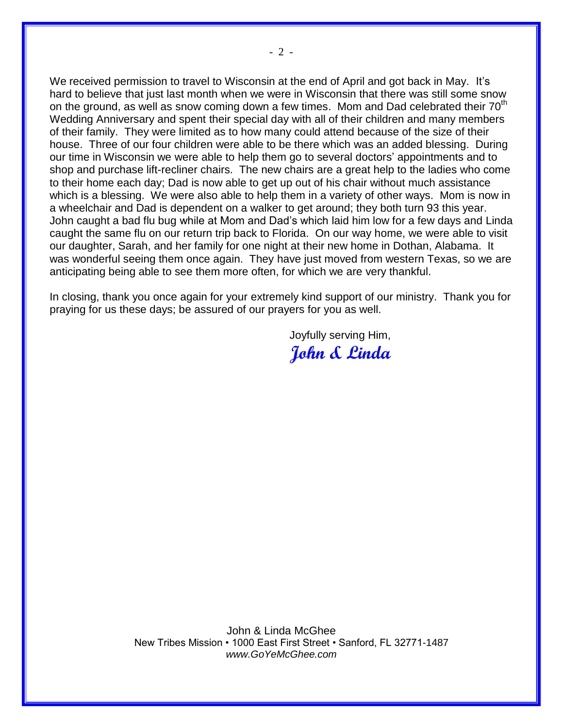We received permission to travel to Wisconsin at the end of April and got back in May. It's hard to believe that just last month when we were in Wisconsin that there was still some snow on the ground, as well as snow coming down a few times. Mom and Dad celebrated their 70th Wedding Anniversary and spent their special day with all of their children and many members of their family. They were limited as to how many could attend because of the size of their house. Three of our four children were able to be there which was an added blessing. During our time in Wisconsin we were able to help them go to several doctors' appointments and to shop and purchase lift-recliner chairs. The new chairs are a great help to the ladies who come to their home each day; Dad is now able to get up out of his chair without much assistance which is a blessing. We were also able to help them in a variety of other ways. Mom is now in a wheelchair and Dad is dependent on a walker to get around; they both turn 93 this year. John caught a bad flu bug while at Mom and Dad's which laid him low for a few days and Linda caught the same flu on our return trip back to Florida. On our way home, we were able to visit our daughter, Sarah, and her family for one night at their new home in Dothan, Alabama. It was wonderful seeing them once again. They have just moved from western Texas, so we are anticipating being able to see them more often, for which we are very thankful.

In closing, thank you once again for your extremely kind support of our ministry. Thank you for praying for us these days; be assured of our prayers for you as well.

Joyfully serving Him,
**John & Linda**

John & Linda McGhee
New Tribes Mission • 1000 East First Street • Sanford, FL 32771-1487
*www.GoYeMcGhee.com*